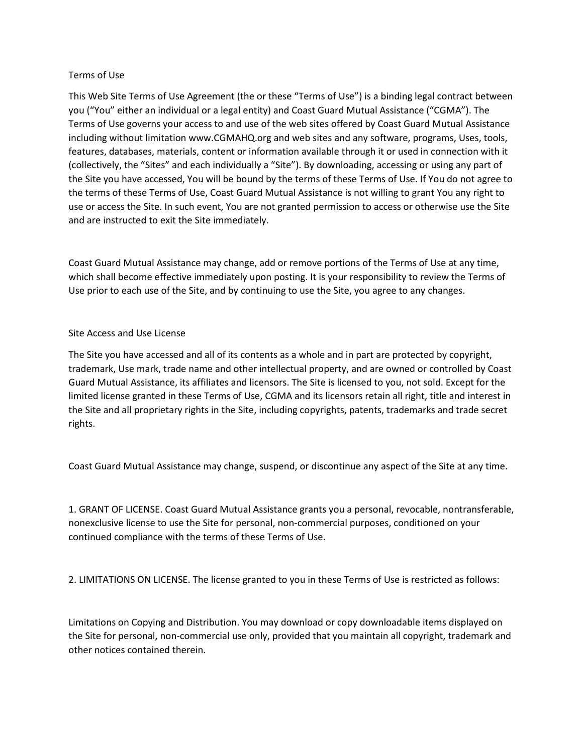# Terms of Use

This Web Site Terms of Use Agreement (the or these "Terms of Use") is a binding legal contract between you ("You" either an individual or a legal entity) and Coast Guard Mutual Assistance ("CGMA"). The Terms of Use governs your access to and use of the web sites offered by Coast Guard Mutual Assistance including without limitation www.CGMAHQ.org and web sites and any software, programs, Uses, tools, features, databases, materials, content or information available through it or used in connection with it (collectively, the "Sites" and each individually a "Site"). By downloading, accessing or using any part of the Site you have accessed, You will be bound by the terms of these Terms of Use. If You do not agree to the terms of these Terms of Use, Coast Guard Mutual Assistance is not willing to grant You any right to use or access the Site. In such event, You are not granted permission to access or otherwise use the Site and are instructed to exit the Site immediately.

Coast Guard Mutual Assistance may change, add or remove portions of the Terms of Use at any time, which shall become effective immediately upon posting. It is your responsibility to review the Terms of Use prior to each use of the Site, and by continuing to use the Site, you agree to any changes.

## Site Access and Use License

The Site you have accessed and all of its contents as a whole and in part are protected by copyright, trademark, Use mark, trade name and other intellectual property, and are owned or controlled by Coast Guard Mutual Assistance, its affiliates and licensors. The Site is licensed to you, not sold. Except for the limited license granted in these Terms of Use, CGMA and its licensors retain all right, title and interest in the Site and all proprietary rights in the Site, including copyrights, patents, trademarks and trade secret rights.

Coast Guard Mutual Assistance may change, suspend, or discontinue any aspect of the Site at any time.

1. GRANT OF LICENSE. Coast Guard Mutual Assistance grants you a personal, revocable, nontransferable, nonexclusive license to use the Site for personal, non-commercial purposes, conditioned on your continued compliance with the terms of these Terms of Use.

2. LIMITATIONS ON LICENSE. The license granted to you in these Terms of Use is restricted as follows:

Limitations on Copying and Distribution. You may download or copy downloadable items displayed on the Site for personal, non-commercial use only, provided that you maintain all copyright, trademark and other notices contained therein.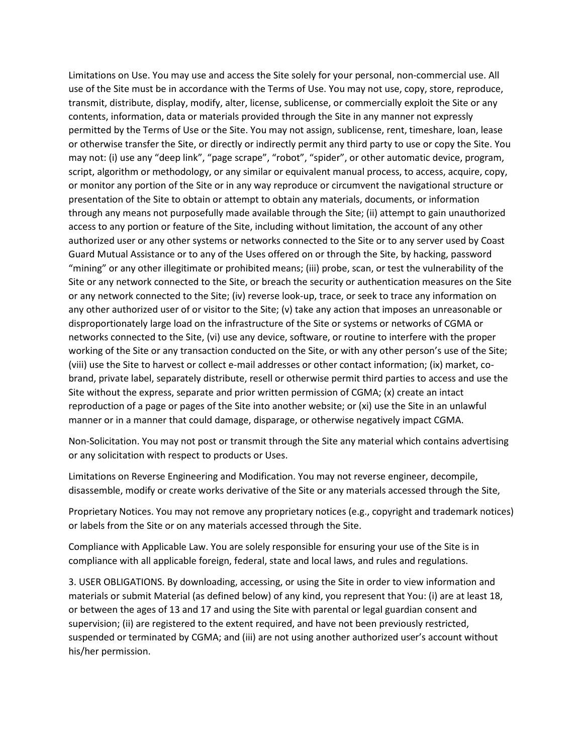Limitations on Use. You may use and access the Site solely for your personal, non-commercial use. All use of the Site must be in accordance with the Terms of Use. You may not use, copy, store, reproduce, transmit, distribute, display, modify, alter, license, sublicense, or commercially exploit the Site or any contents, information, data or materials provided through the Site in any manner not expressly permitted by the Terms of Use or the Site. You may not assign, sublicense, rent, timeshare, loan, lease or otherwise transfer the Site, or directly or indirectly permit any third party to use or copy the Site. You may not: (i) use any “deep link”, “page scrape”, “robot”, “spider”, or other automatic device, program, script, algorithm or methodology, or any similar or equivalent manual process, to access, acquire, copy, or monitor any portion of the Site or in any way reproduce or circumvent the navigational structure or presentation of the Site to obtain or attempt to obtain any materials, documents, or information through any means not purposefully made available through the Site; (ii) attempt to gain unauthorized access to any portion or feature of the Site, including without limitation, the account of any other authorized user or any other systems or networks connected to the Site or to any server used by Coast Guard Mutual Assistance or to any of the Uses offered on or through the Site, by hacking, password “mining” or any other illegitimate or prohibited means; (iii) probe, scan, or test the vulnerability of the Site or any network connected to the Site, or breach the security or authentication measures on the Site or any network connected to the Site; (iv) reverse look-up, trace, or seek to trace any information on any other authorized user of or visitor to the Site; (v) take any action that imposes an unreasonable or disproportionately large load on the infrastructure of the Site or systems or networks of CGMA or networks connected to the Site, (vi) use any device, software, or routine to interfere with the proper working of the Site or any transaction conducted on the Site, or with any other person’s use of the Site; (viii) use the Site to harvest or collect e-mail addresses or other contact information; (ix) market, co-brand, private label, separately distribute, resell or otherwise permit third parties to access and use the Site without the express, separate and prior written permission of CGMA; (x) create an intact reproduction of a page or pages of the Site into another website; or (xi) use the Site in an unlawful manner or in a manner that could damage, disparage, or otherwise negatively impact CGMA.

Non-Solicitation. You may not post or transmit through the Site any material which contains advertising or any solicitation with respect to products or Uses.

Limitations on Reverse Engineering and Modification. You may not reverse engineer, decompile, disassemble, modify or create works derivative of the Site or any materials accessed through the Site,

Proprietary Notices. You may not remove any proprietary notices (e.g., copyright and trademark notices) or labels from the Site or on any materials accessed through the Site.

Compliance with Applicable Law. You are solely responsible for ensuring your use of the Site is in compliance with all applicable foreign, federal, state and local laws, and rules and regulations.

3. USER OBLIGATIONS. By downloading, accessing, or using the Site in order to view information and materials or submit Material (as defined below) of any kind, you represent that You: (i) are at least 18, or between the ages of 13 and 17 and using the Site with parental or legal guardian consent and supervision; (ii) are registered to the extent required, and have not been previously restricted, suspended or terminated by CGMA; and (iii) are not using another authorized user’s account without his/her permission.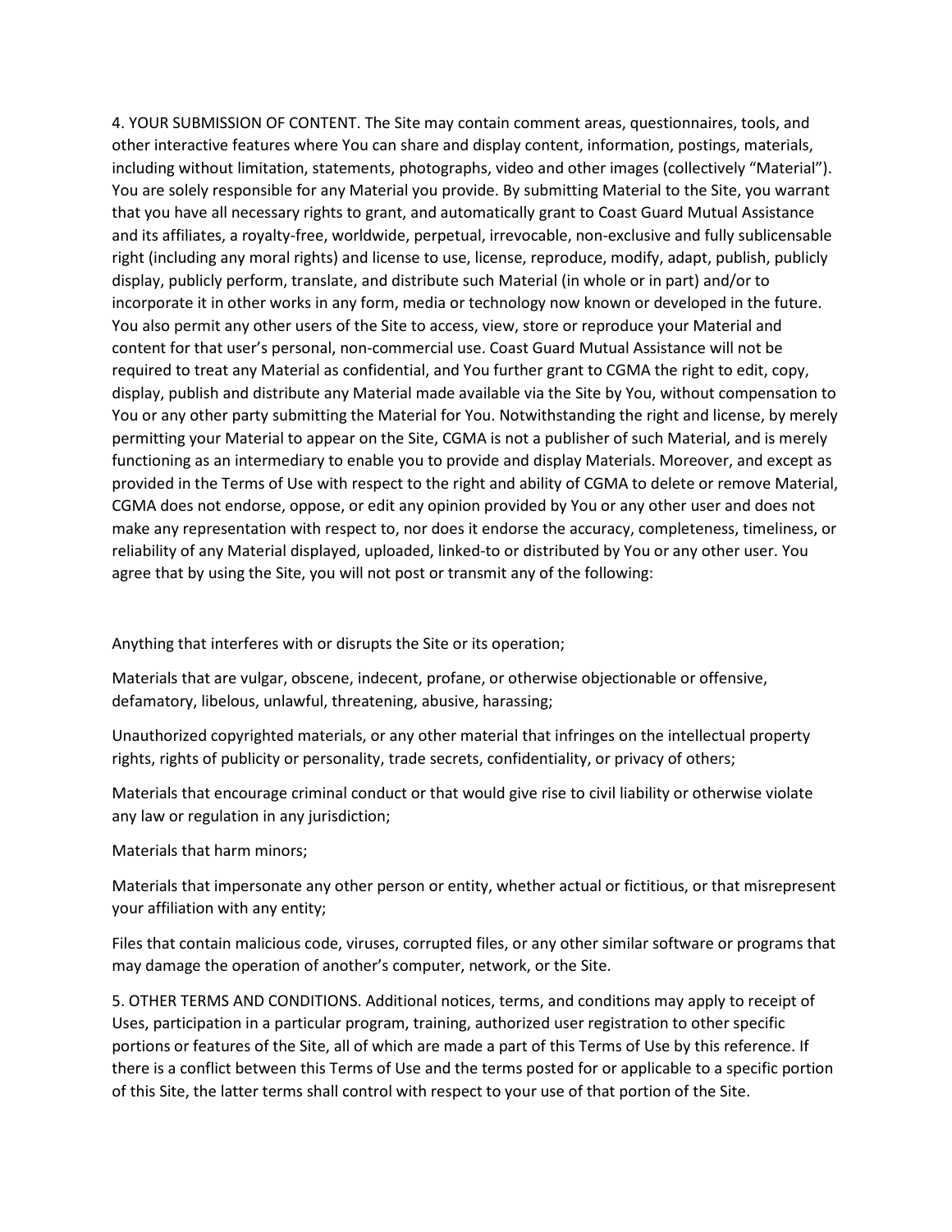4. YOUR SUBMISSION OF CONTENT. The Site may contain comment areas, questionnaires, tools, and other interactive features where You can share and display content, information, postings, materials, including without limitation, statements, photographs, video and other images (collectively "Material"). You are solely responsible for any Material you provide. By submitting Material to the Site, you warrant that you have all necessary rights to grant, and automatically grant to Coast Guard Mutual Assistance and its affiliates, a royalty-free, worldwide, perpetual, irrevocable, non-exclusive and fully sublicensable right (including any moral rights) and license to use, license, reproduce, modify, adapt, publish, publicly display, publicly perform, translate, and distribute such Material (in whole or in part) and/or to incorporate it in other works in any form, media or technology now known or developed in the future. You also permit any other users of the Site to access, view, store or reproduce your Material and content for that user's personal, non-commercial use. Coast Guard Mutual Assistance will not be required to treat any Material as confidential, and You further grant to CGMA the right to edit, copy, display, publish and distribute any Material made available via the Site by You, without compensation to You or any other party submitting the Material for You. Notwithstanding the right and license, by merely permitting your Material to appear on the Site, CGMA is not a publisher of such Material, and is merely functioning as an intermediary to enable you to provide and display Materials. Moreover, and except as provided in the Terms of Use with respect to the right and ability of CGMA to delete or remove Material, CGMA does not endorse, oppose, or edit any opinion provided by You or any other user and does not make any representation with respect to, nor does it endorse the accuracy, completeness, timeliness, or reliability of any Material displayed, uploaded, linked-to or distributed by You or any other user. You agree that by using the Site, you will not post or transmit any of the following:

Anything that interferes with or disrupts the Site or its operation;

Materials that are vulgar, obscene, indecent, profane, or otherwise objectionable or offensive, defamatory, libelous, unlawful, threatening, abusive, harassing;

Unauthorized copyrighted materials, or any other material that infringes on the intellectual property rights, rights of publicity or personality, trade secrets, confidentiality, or privacy of others;

Materials that encourage criminal conduct or that would give rise to civil liability or otherwise violate any law or regulation in any jurisdiction;

Materials that harm minors;

Materials that impersonate any other person or entity, whether actual or fictitious, or that misrepresent your affiliation with any entity;

Files that contain malicious code, viruses, corrupted files, or any other similar software or programs that may damage the operation of another's computer, network, or the Site.

5. OTHER TERMS AND CONDITIONS. Additional notices, terms, and conditions may apply to receipt of Uses, participation in a particular program, training, authorized user registration to other specific portions or features of the Site, all of which are made a part of this Terms of Use by this reference. If there is a conflict between this Terms of Use and the terms posted for or applicable to a specific portion of this Site, the latter terms shall control with respect to your use of that portion of the Site.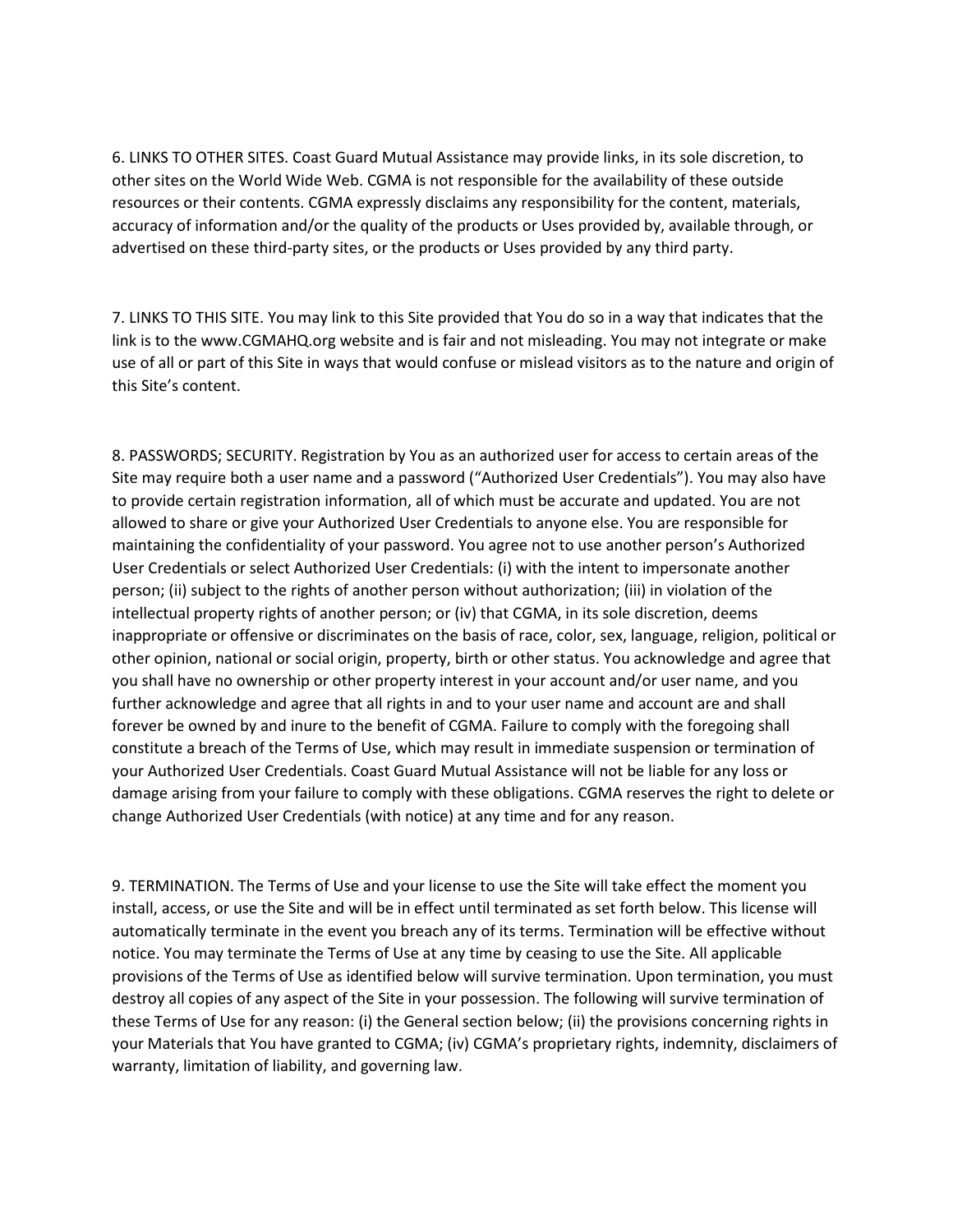6. LINKS TO OTHER SITES. Coast Guard Mutual Assistance may provide links, in its sole discretion, to other sites on the World Wide Web. CGMA is not responsible for the availability of these outside resources or their contents. CGMA expressly disclaims any responsibility for the content, materials, accuracy of information and/or the quality of the products or Uses provided by, available through, or advertised on these third-party sites, or the products or Uses provided by any third party.

7. LINKS TO THIS SITE. You may link to this Site provided that You do so in a way that indicates that the link is to the www.CGMAHQ.org website and is fair and not misleading. You may not integrate or make use of all or part of this Site in ways that would confuse or mislead visitors as to the nature and origin of this Site's content.

8. PASSWORDS; SECURITY. Registration by You as an authorized user for access to certain areas of the Site may require both a user name and a password ("Authorized User Credentials"). You may also have to provide certain registration information, all of which must be accurate and updated. You are not allowed to share or give your Authorized User Credentials to anyone else. You are responsible for maintaining the confidentiality of your password. You agree not to use another person's Authorized User Credentials or select Authorized User Credentials: (i) with the intent to impersonate another person; (ii) subject to the rights of another person without authorization; (iii) in violation of the intellectual property rights of another person; or (iv) that CGMA, in its sole discretion, deems inappropriate or offensive or discriminates on the basis of race, color, sex, language, religion, political or other opinion, national or social origin, property, birth or other status. You acknowledge and agree that you shall have no ownership or other property interest in your account and/or user name, and you further acknowledge and agree that all rights in and to your user name and account are and shall forever be owned by and inure to the benefit of CGMA. Failure to comply with the foregoing shall constitute a breach of the Terms of Use, which may result in immediate suspension or termination of your Authorized User Credentials. Coast Guard Mutual Assistance will not be liable for any loss or damage arising from your failure to comply with these obligations. CGMA reserves the right to delete or change Authorized User Credentials (with notice) at any time and for any reason.

9. TERMINATION. The Terms of Use and your license to use the Site will take effect the moment you install, access, or use the Site and will be in effect until terminated as set forth below. This license will automatically terminate in the event you breach any of its terms. Termination will be effective without notice. You may terminate the Terms of Use at any time by ceasing to use the Site. All applicable provisions of the Terms of Use as identified below will survive termination. Upon termination, you must destroy all copies of any aspect of the Site in your possession. The following will survive termination of these Terms of Use for any reason: (i) the General section below; (ii) the provisions concerning rights in your Materials that You have granted to CGMA; (iv) CGMA's proprietary rights, indemnity, disclaimers of warranty, limitation of liability, and governing law.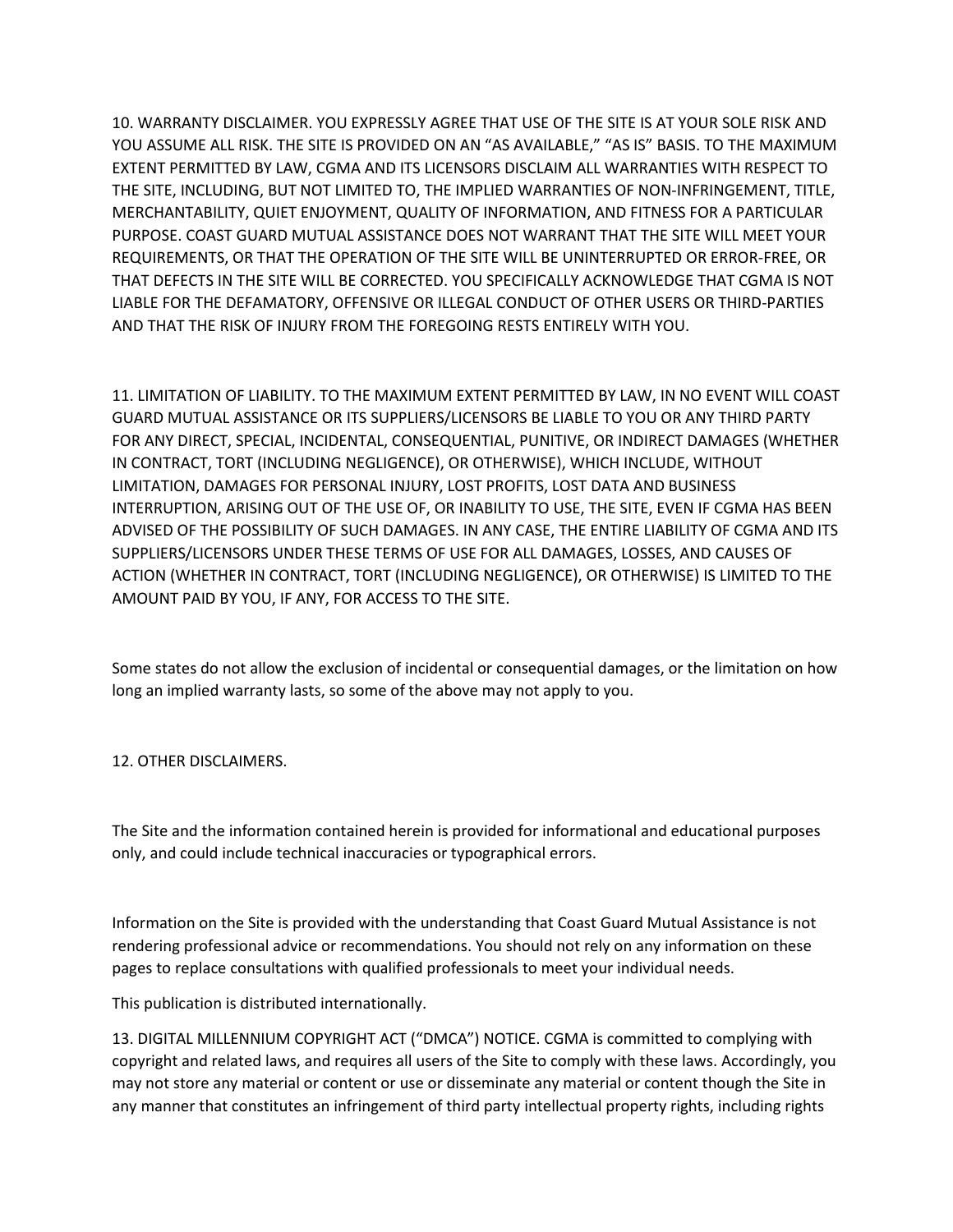10. WARRANTY DISCLAIMER. YOU EXPRESSLY AGREE THAT USE OF THE SITE IS AT YOUR SOLE RISK AND YOU ASSUME ALL RISK. THE SITE IS PROVIDED ON AN “AS AVAILABLE,” “AS IS” BASIS. TO THE MAXIMUM EXTENT PERMITTED BY LAW, CGMA AND ITS LICENSORS DISCLAIM ALL WARRANTIES WITH RESPECT TO THE SITE, INCLUDING, BUT NOT LIMITED TO, THE IMPLIED WARRANTIES OF NON-INFRINGEMENT, TITLE, MERCHANTABILITY, QUIET ENJOYMENT, QUALITY OF INFORMATION, AND FITNESS FOR A PARTICULAR PURPOSE. COAST GUARD MUTUAL ASSISTANCE DOES NOT WARRANT THAT THE SITE WILL MEET YOUR REQUIREMENTS, OR THAT THE OPERATION OF THE SITE WILL BE UNINTERRUPTED OR ERROR-FREE, OR THAT DEFECTS IN THE SITE WILL BE CORRECTED. YOU SPECIFICALLY ACKNOWLEDGE THAT CGMA IS NOT LIABLE FOR THE DEFAMATORY, OFFENSIVE OR ILLEGAL CONDUCT OF OTHER USERS OR THIRD-PARTIES AND THAT THE RISK OF INJURY FROM THE FOREGOING RESTS ENTIRELY WITH YOU.

11. LIMITATION OF LIABILITY. TO THE MAXIMUM EXTENT PERMITTED BY LAW, IN NO EVENT WILL COAST GUARD MUTUAL ASSISTANCE OR ITS SUPPLIERS/LICENSORS BE LIABLE TO YOU OR ANY THIRD PARTY FOR ANY DIRECT, SPECIAL, INCIDENTAL, CONSEQUENTIAL, PUNITIVE, OR INDIRECT DAMAGES (WHETHER IN CONTRACT, TORT (INCLUDING NEGLIGENCE), OR OTHERWISE), WHICH INCLUDE, WITHOUT LIMITATION, DAMAGES FOR PERSONAL INJURY, LOST PROFITS, LOST DATA AND BUSINESS INTERRUPTION, ARISING OUT OF THE USE OF, OR INABILITY TO USE, THE SITE, EVEN IF CGMA HAS BEEN ADVISED OF THE POSSIBILITY OF SUCH DAMAGES. IN ANY CASE, THE ENTIRE LIABILITY OF CGMA AND ITS SUPPLIERS/LICENSORS UNDER THESE TERMS OF USE FOR ALL DAMAGES, LOSSES, AND CAUSES OF ACTION (WHETHER IN CONTRACT, TORT (INCLUDING NEGLIGENCE), OR OTHERWISE) IS LIMITED TO THE AMOUNT PAID BY YOU, IF ANY, FOR ACCESS TO THE SITE.

Some states do not allow the exclusion of incidental or consequential damages, or the limitation on how long an implied warranty lasts, so some of the above may not apply to you.

12. OTHER DISCLAIMERS.

The Site and the information contained herein is provided for informational and educational purposes only, and could include technical inaccuracies or typographical errors.

Information on the Site is provided with the understanding that Coast Guard Mutual Assistance is not rendering professional advice or recommendations. You should not rely on any information on these pages to replace consultations with qualified professionals to meet your individual needs.

This publication is distributed internationally.

13. DIGITAL MILLENNIUM COPYRIGHT ACT (“DMCA”) NOTICE. CGMA is committed to complying with copyright and related laws, and requires all users of the Site to comply with these laws. Accordingly, you may not store any material or content or use or disseminate any material or content though the Site in any manner that constitutes an infringement of third party intellectual property rights, including rights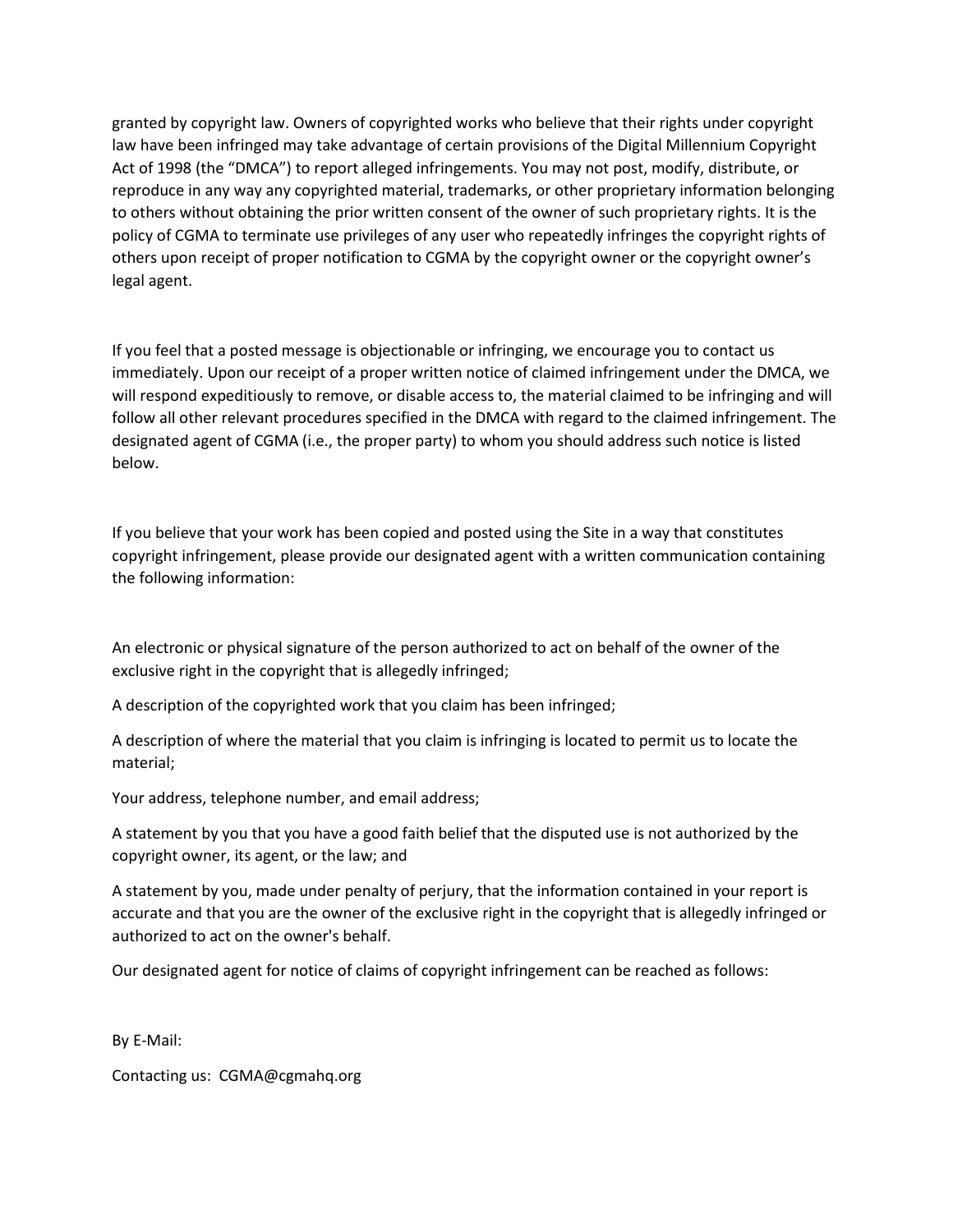granted by copyright law. Owners of copyrighted works who believe that their rights under copyright law have been infringed may take advantage of certain provisions of the Digital Millennium Copyright Act of 1998 (the "DMCA") to report alleged infringements. You may not post, modify, distribute, or reproduce in any way any copyrighted material, trademarks, or other proprietary information belonging to others without obtaining the prior written consent of the owner of such proprietary rights. It is the policy of CGMA to terminate use privileges of any user who repeatedly infringes the copyright rights of others upon receipt of proper notification to CGMA by the copyright owner or the copyright owner's legal agent.

If you feel that a posted message is objectionable or infringing, we encourage you to contact us immediately. Upon our receipt of a proper written notice of claimed infringement under the DMCA, we will respond expeditiously to remove, or disable access to, the material claimed to be infringing and will follow all other relevant procedures specified in the DMCA with regard to the claimed infringement. The designated agent of CGMA (i.e., the proper party) to whom you should address such notice is listed below.

If you believe that your work has been copied and posted using the Site in a way that constitutes copyright infringement, please provide our designated agent with a written communication containing the following information:

An electronic or physical signature of the person authorized to act on behalf of the owner of the exclusive right in the copyright that is allegedly infringed;

A description of the copyrighted work that you claim has been infringed;

A description of where the material that you claim is infringing is located to permit us to locate the material;

Your address, telephone number, and email address;

A statement by you that you have a good faith belief that the disputed use is not authorized by the copyright owner, its agent, or the law; and

A statement by you, made under penalty of perjury, that the information contained in your report is accurate and that you are the owner of the exclusive right in the copyright that is allegedly infringed or authorized to act on the owner's behalf.

Our designated agent for notice of claims of copyright infringement can be reached as follows:

By E-Mail:

Contacting us: CGMA@cgmahq.org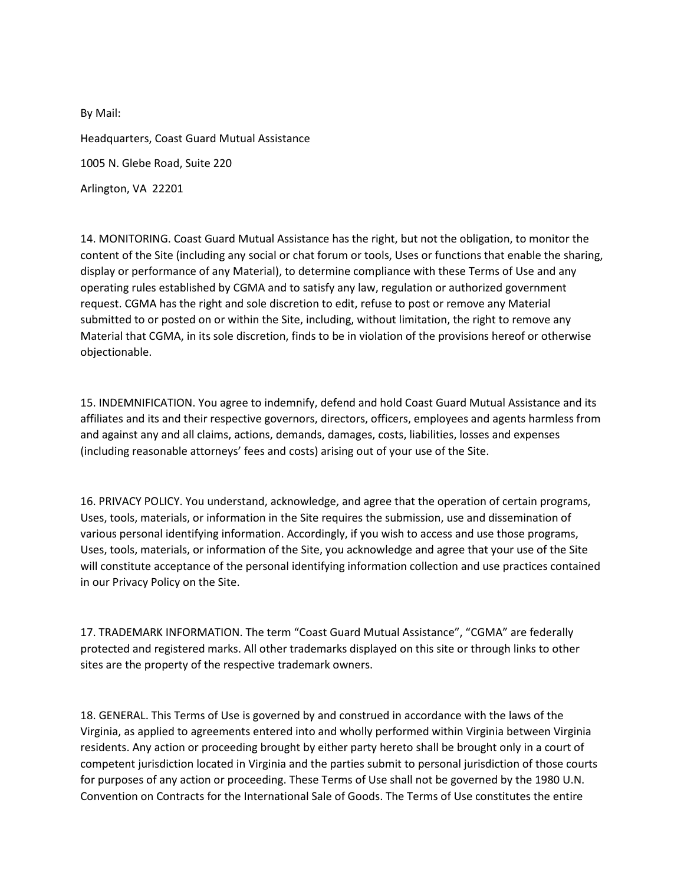By Mail:

Headquarters, Coast Guard Mutual Assistance

1005 N. Glebe Road, Suite 220

Arlington, VA 22201

14. MONITORING. Coast Guard Mutual Assistance has the right, but not the obligation, to monitor the content of the Site (including any social or chat forum or tools, Uses or functions that enable the sharing, display or performance of any Material), to determine compliance with these Terms of Use and any operating rules established by CGMA and to satisfy any law, regulation or authorized government request. CGMA has the right and sole discretion to edit, refuse to post or remove any Material submitted to or posted on or within the Site, including, without limitation, the right to remove any Material that CGMA, in its sole discretion, finds to be in violation of the provisions hereof or otherwise objectionable.

15. INDEMNIFICATION. You agree to indemnify, defend and hold Coast Guard Mutual Assistance and its affiliates and its and their respective governors, directors, officers, employees and agents harmless from and against any and all claims, actions, demands, damages, costs, liabilities, losses and expenses (including reasonable attorneys' fees and costs) arising out of your use of the Site.

16. PRIVACY POLICY. You understand, acknowledge, and agree that the operation of certain programs, Uses, tools, materials, or information in the Site requires the submission, use and dissemination of various personal identifying information. Accordingly, if you wish to access and use those programs, Uses, tools, materials, or information of the Site, you acknowledge and agree that your use of the Site will constitute acceptance of the personal identifying information collection and use practices contained in our Privacy Policy on the Site.

17. TRADEMARK INFORMATION. The term "Coast Guard Mutual Assistance", "CGMA" are federally protected and registered marks. All other trademarks displayed on this site or through links to other sites are the property of the respective trademark owners.

18. GENERAL. This Terms of Use is governed by and construed in accordance with the laws of the Virginia, as applied to agreements entered into and wholly performed within Virginia between Virginia residents. Any action or proceeding brought by either party hereto shall be brought only in a court of competent jurisdiction located in Virginia and the parties submit to personal jurisdiction of those courts for purposes of any action or proceeding. These Terms of Use shall not be governed by the 1980 U.N. Convention on Contracts for the International Sale of Goods. The Terms of Use constitutes the entire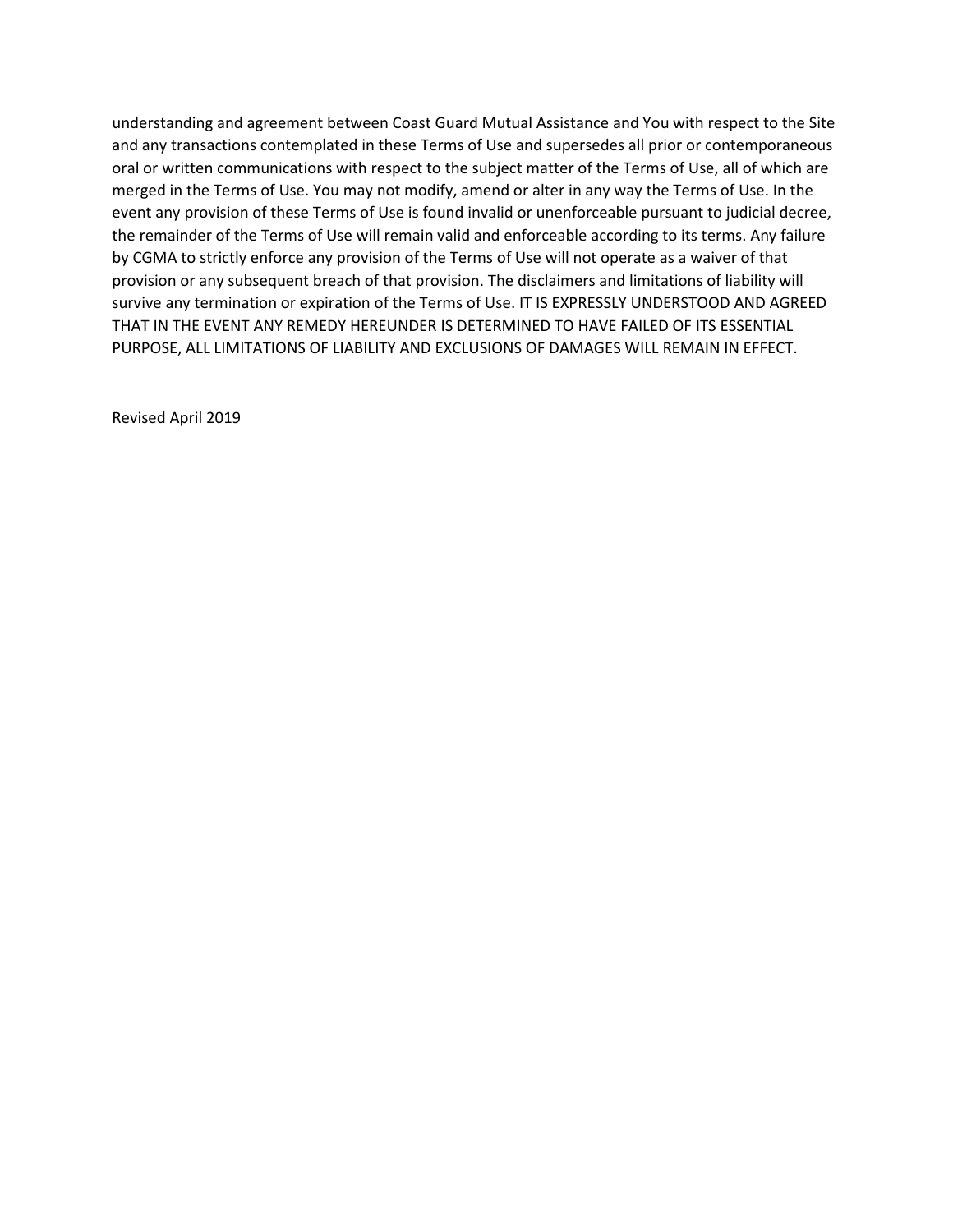understanding and agreement between Coast Guard Mutual Assistance and You with respect to the Site and any transactions contemplated in these Terms of Use and supersedes all prior or contemporaneous oral or written communications with respect to the subject matter of the Terms of Use, all of which are merged in the Terms of Use. You may not modify, amend or alter in any way the Terms of Use. In the event any provision of these Terms of Use is found invalid or unenforceable pursuant to judicial decree, the remainder of the Terms of Use will remain valid and enforceable according to its terms. Any failure by CGMA to strictly enforce any provision of the Terms of Use will not operate as a waiver of that provision or any subsequent breach of that provision. The disclaimers and limitations of liability will survive any termination or expiration of the Terms of Use. IT IS EXPRESSLY UNDERSTOOD AND AGREED THAT IN THE EVENT ANY REMEDY HEREUNDER IS DETERMINED TO HAVE FAILED OF ITS ESSENTIAL PURPOSE, ALL LIMITATIONS OF LIABILITY AND EXCLUSIONS OF DAMAGES WILL REMAIN IN EFFECT.

Revised April 2019